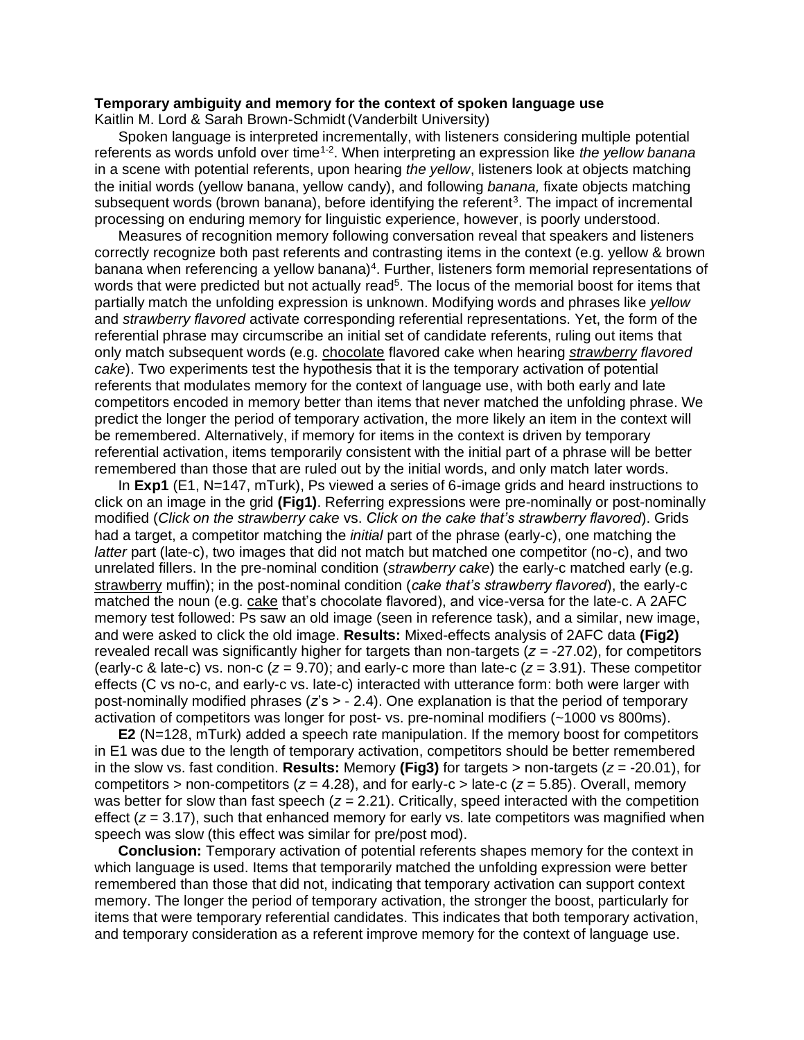**Temporary ambiguity and memory for the context of spoken language use**

Kaitlin M. Lord & Sarah Brown-Schmidt (Vanderbilt University)

Spoken language is interpreted incrementally, with listeners considering multiple potential referents as words unfold over time[1-2]. When interpreting an expression like *the yellow banana* in a scene with potential referents, upon hearing *the yellow*, listeners look at objects matching the initial words (yellow banana, yellow candy), and following *banana,* fixate objects matching subsequent words (brown banana), before identifying the referent[3]. The impact of incremental processing on enduring memory for linguistic experience, however, is poorly understood.

Measures of recognition memory following conversation reveal that speakers and listeners correctly recognize both past referents and contrasting items in the context (e.g. yellow & brown banana when referencing a yellow banana)[4]. Further, listeners form memorial representations of words that were predicted but not actually read[5]. The locus of the memorial boost for items that partially match the unfolding expression is unknown. Modifying words and phrases like *yellow* and *strawberry flavored* activate corresponding referential representations. Yet, the form of the referential phrase may circumscribe an initial set of candidate referents, ruling out items that only match subsequent words (e.g. <u>chocolate</u> flavored cake when hearing <u>*strawberry*</u> *flavored cake*). Two experiments test the hypothesis that it is the temporary activation of potential referents that modulates memory for the context of language use, with both early and late competitors encoded in memory better than items that never matched the unfolding phrase. We predict the longer the period of temporary activation, the more likely an item in the context will be remembered. Alternatively, if memory for items in the context is driven by temporary referential activation, items temporarily consistent with the initial part of a phrase will be better remembered than those that are ruled out by the initial words, and only match later words.

In **Exp1** (E1, N=147, mTurk), Ps viewed a series of 6-image grids and heard instructions to click on an image in the grid **(Fig1)**. Referring expressions were pre-nominally or post-nominally modified (*Click on the strawberry cake* vs. *Click on the cake that's strawberry flavored*). Grids had a target, a competitor matching the *initial* part of the phrase (early-c), one matching the *latter* part (late-c), two images that did not match but matched one competitor (no-c), and two unrelated fillers. In the pre-nominal condition (*strawberry cake*) the early-c matched early (e.g. <u>strawberry</u> muffin); in the post-nominal condition (*cake that's strawberry flavored*), the early-c matched the noun (e.g. <u>cake</u> that's chocolate flavored), and vice-versa for the late-c. A 2AFC memory test followed: Ps saw an old image (seen in reference task), and a similar, new image, and were asked to click the old image. **Results:** Mixed-effects analysis of 2AFC data **(Fig2)** revealed recall was significantly higher for targets than non-targets ($z$ = -27.02), for competitors (early-c & late-c) vs. non-c ($z$ = 9.70); and early-c more than late-c ($z$ = 3.91). These competitor effects (C vs no-c, and early-c vs. late-c) interacted with utterance form: both were larger with post-nominally modified phrases ($z$'s > - 2.4). One explanation is that the period of temporary activation of competitors was longer for post- vs. pre-nominal modifiers (~1000 vs 800ms).

**E2** (N=128, mTurk) added a speech rate manipulation. If the memory boost for competitors in E1 was due to the length of temporary activation, competitors should be better remembered in the slow vs. fast condition. **Results:** Memory **(Fig3)** for targets > non-targets ($z$ = -20.01), for competitors > non-competitors ($z$ = 4.28), and for early-c > late-c ($z$ = 5.85). Overall, memory was better for slow than fast speech ($z$ = 2.21). Critically, speed interacted with the competition effect ($z$ = 3.17), such that enhanced memory for early vs. late competitors was magnified when speech was slow (this effect was similar for pre/post mod).

**Conclusion:** Temporary activation of potential referents shapes memory for the context in which language is used. Items that temporarily matched the unfolding expression were better remembered than those that did not, indicating that temporary activation can support context memory. The longer the period of temporary activation, the stronger the boost, particularly for items that were temporary referential candidates. This indicates that both temporary activation, and temporary consideration as a referent improve memory for the context of language use.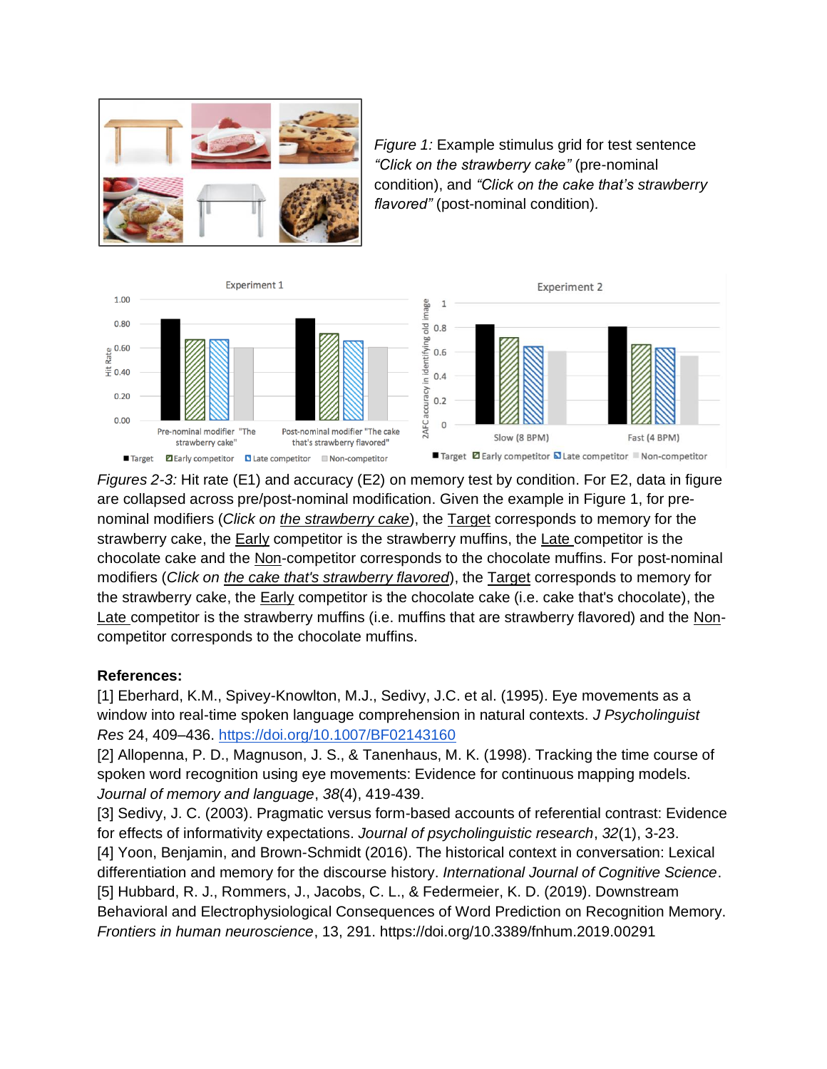*Figure 1:* Example stimulus grid for test sentence *"Click on the strawberry cake"* (pre-nominal condition), and *"Click on the cake that's strawberry flavored"* (post-nominal condition).

Experiment 1

1.00
0.80
0.60
0.40
0.20
0.00

Hit Rate

Pre-nominal modifier "The strawberry cake"

Post-nominal modifier "The cake that's strawberry flavored"

Target · Early competitor · Late competitor · Non-competitor

Experiment 2

1
0.8
0.6
0.4
0.2
0

2AFC accuracy in identifying old image

Slow (8 BPM)

Fast (4 BPM)

Target · Early competitor · Late competitor · Non-competitor

*Figures 2-3:* Hit rate (E1) and accuracy (E2) on memory test by condition. For E2, data in figure are collapsed across pre/post-nominal modification. Given the example in Figure 1, for pre-nominal modifiers (*Click on the strawberry cake*), the Target corresponds to memory for the strawberry cake, the Early competitor is the strawberry muffins, the Late competitor is the chocolate cake and the Non-competitor corresponds to the chocolate muffins. For post-nominal modifiers (*Click on the cake that's strawberry flavored*), the Target corresponds to memory for the strawberry cake, the Early competitor is the chocolate cake (i.e. cake that's chocolate), the Late competitor is the strawberry muffins (i.e. muffins that are strawberry flavored) and the Non-competitor corresponds to the chocolate muffins.

**References:**

[1] Eberhard, K.M., Spivey-Knowlton, M.J., Sedivy, J.C. et al. (1995). Eye movements as a window into real-time spoken language comprehension in natural contexts. *J Psycholinguist Res* 24, 409–436. https://doi.org/10.1007/BF02143160

[2] Allopenna, P. D., Magnuson, J. S., & Tanenhaus, M. K. (1998). Tracking the time course of spoken word recognition using eye movements: Evidence for continuous mapping models. *Journal of memory and language*, *38*(4), 419-439.

[3] Sedivy, J. C. (2003). Pragmatic versus form-based accounts of referential contrast: Evidence for effects of informativity expectations. *Journal of psycholinguistic research*, *32*(1), 3-23.

[4] Yoon, Benjamin, and Brown-Schmidt (2016). The historical context in conversation: Lexical differentiation and memory for the discourse history. *International Journal of Cognitive Science*.

[5] Hubbard, R. J., Rommers, J., Jacobs, C. L., & Federmeier, K. D. (2019). Downstream Behavioral and Electrophysiological Consequences of Word Prediction on Recognition Memory. *Frontiers in human neuroscience*, 13, 291. https://doi.org/10.3389/fnhum.2019.00291